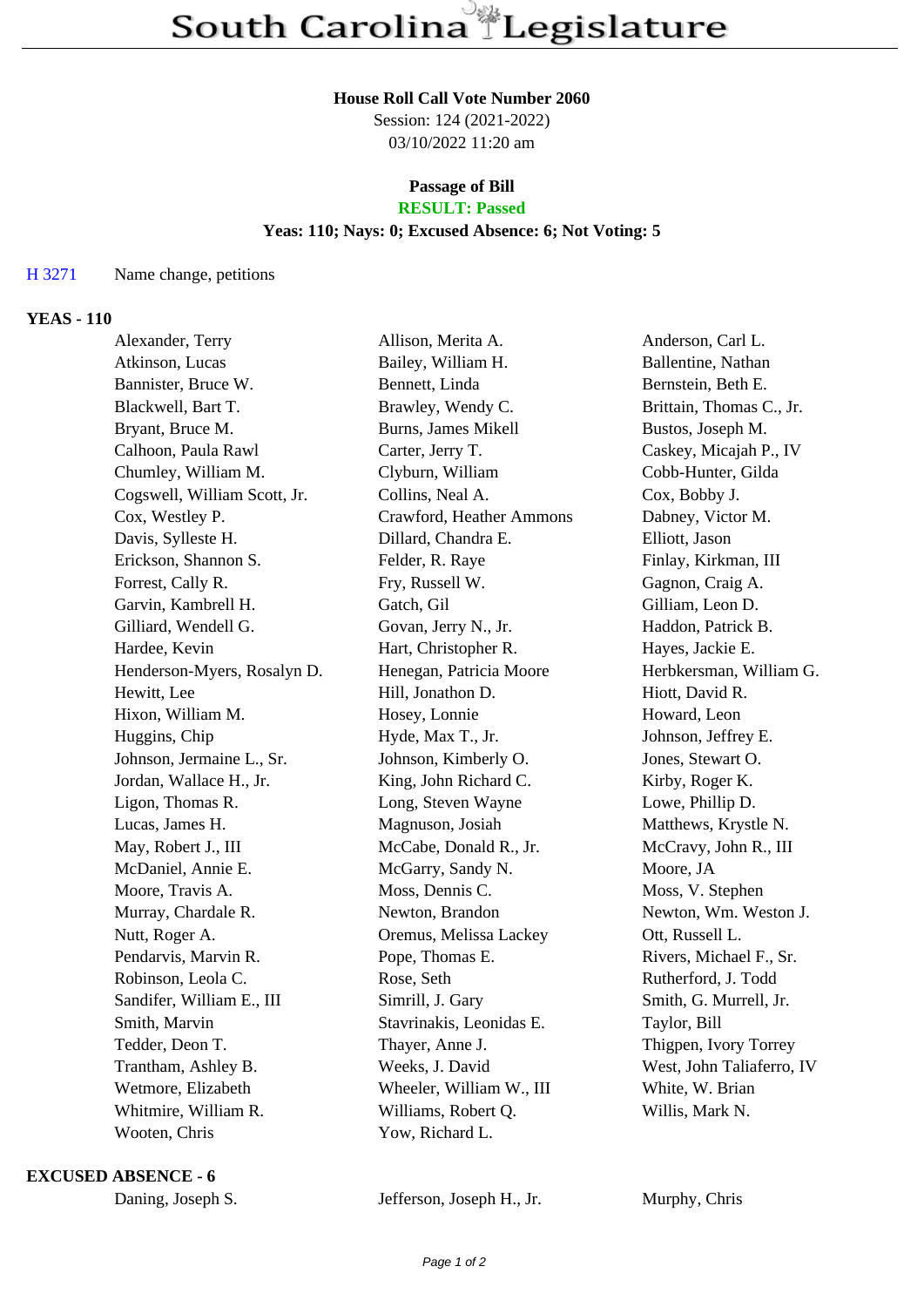# South Carolina Legislature

**House Roll Call Vote Number 2060**
Session: 124 (2021-2022)
03/10/2022 11:20 am

**Passage of Bill**
**RESULT: Passed**
**Yeas: 110; Nays: 0; Excused Absence: 6; Not Voting: 5**

H 3271 Name change, petitions

## YEAS - 110

| | | |
|---|---|---|
| Alexander, Terry | Allison, Merita A. | Anderson, Carl L. |
| Atkinson, Lucas | Bailey, William H. | Ballentine, Nathan |
| Bannister, Bruce W. | Bennett, Linda | Bernstein, Beth E. |
| Blackwell, Bart T. | Brawley, Wendy C. | Brittain, Thomas C., Jr. |
| Bryant, Bruce M. | Burns, James Mikell | Bustos, Joseph M. |
| Calhoon, Paula Rawl | Carter, Jerry T. | Caskey, Micajah P., IV |
| Chumley, William M. | Clyburn, William | Cobb-Hunter, Gilda |
| Cogswell, William Scott, Jr. | Collins, Neal A. | Cox, Bobby J. |
| Cox, Westley P. | Crawford, Heather Ammons | Dabney, Victor M. |
| Davis, Sylleste H. | Dillard, Chandra E. | Elliott, Jason |
| Erickson, Shannon S. | Felder, R. Raye | Finlay, Kirkman, III |
| Forrest, Cally R. | Fry, Russell W. | Gagnon, Craig A. |
| Garvin, Kambrell H. | Gatch, Gil | Gilliam, Leon D. |
| Gilliard, Wendell G. | Govan, Jerry N., Jr. | Haddon, Patrick B. |
| Hardee, Kevin | Hart, Christopher R. | Hayes, Jackie E. |
| Henderson-Myers, Rosalyn D. | Henegan, Patricia Moore | Herbkersman, William G. |
| Hewitt, Lee | Hill, Jonathon D. | Hiott, David R. |
| Hixon, William M. | Hosey, Lonnie | Howard, Leon |
| Huggins, Chip | Hyde, Max T., Jr. | Johnson, Jeffrey E. |
| Johnson, Jermaine L., Sr. | Johnson, Kimberly O. | Jones, Stewart O. |
| Jordan, Wallace H., Jr. | King, John Richard C. | Kirby, Roger K. |
| Ligon, Thomas R. | Long, Steven Wayne | Lowe, Phillip D. |
| Lucas, James H. | Magnuson, Josiah | Matthews, Krystle N. |
| May, Robert J., III | McCabe, Donald R., Jr. | McCravy, John R., III |
| McDaniel, Annie E. | McGarry, Sandy N. | Moore, JA |
| Moore, Travis A. | Moss, Dennis C. | Moss, V. Stephen |
| Murray, Chardale R. | Newton, Brandon | Newton, Wm. Weston J. |
| Nutt, Roger A. | Oremus, Melissa Lackey | Ott, Russell L. |
| Pendarvis, Marvin R. | Pope, Thomas E. | Rivers, Michael F., Sr. |
| Robinson, Leola C. | Rose, Seth | Rutherford, J. Todd |
| Sandifer, William E., III | Simrill, J. Gary | Smith, G. Murrell, Jr. |
| Smith, Marvin | Stavrinakis, Leonidas E. | Taylor, Bill |
| Tedder, Deon T. | Thayer, Anne J. | Thigpen, Ivory Torrey |
| Trantham, Ashley B. | Weeks, J. David | West, John Taliaferro, IV |
| Wetmore, Elizabeth | Wheeler, William W., III | White, W. Brian |
| Whitmire, William R. | Williams, Robert Q. | Willis, Mark N. |
| Wooten, Chris | Yow, Richard L. | |

## EXCUSED ABSENCE - 6

| | | |
|---|---|---|
| Daning, Joseph S. | Jefferson, Joseph H., Jr. | Murphy, Chris |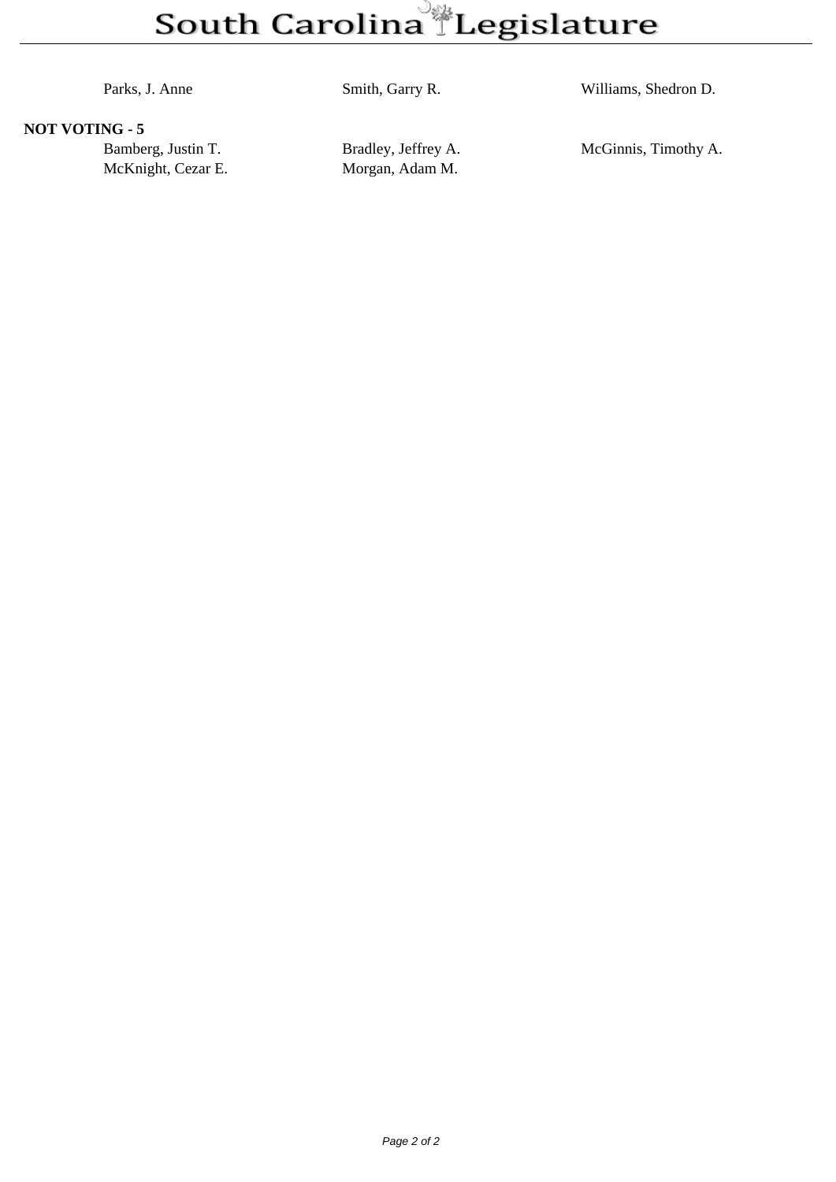| | | |
|---|---|---|
| Parks, J. Anne | Smith, Garry R. | Williams, Shedron D. |

**NOT VOTING - 5**

| | | |
|---|---|---|
| Bamberg, Justin T. | Bradley, Jeffrey A. | McGinnis, Timothy A. |
| McKnight, Cezar E. | Morgan, Adam M. | |